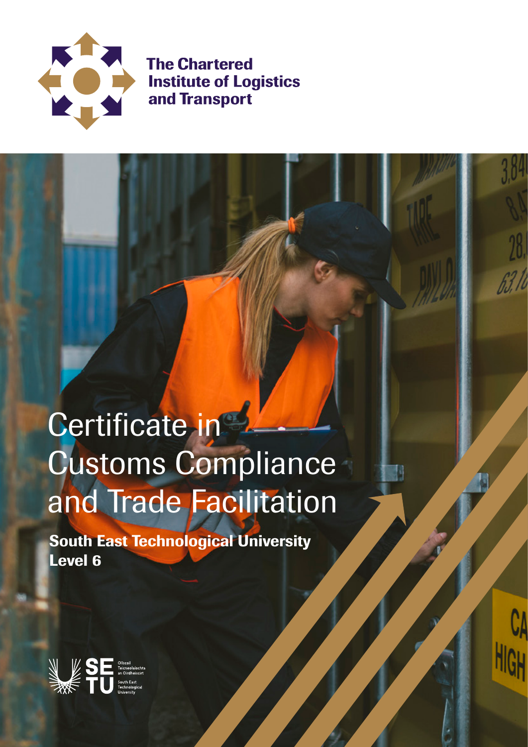The Chartered Institute of Logistics and Transport

# Certificate in Customs Compliance and Trade Facilitation

**South East Technological University**
**Level 6**

Ollscoil Teicneolaíochta an Oirdheiscirt
South East Technological University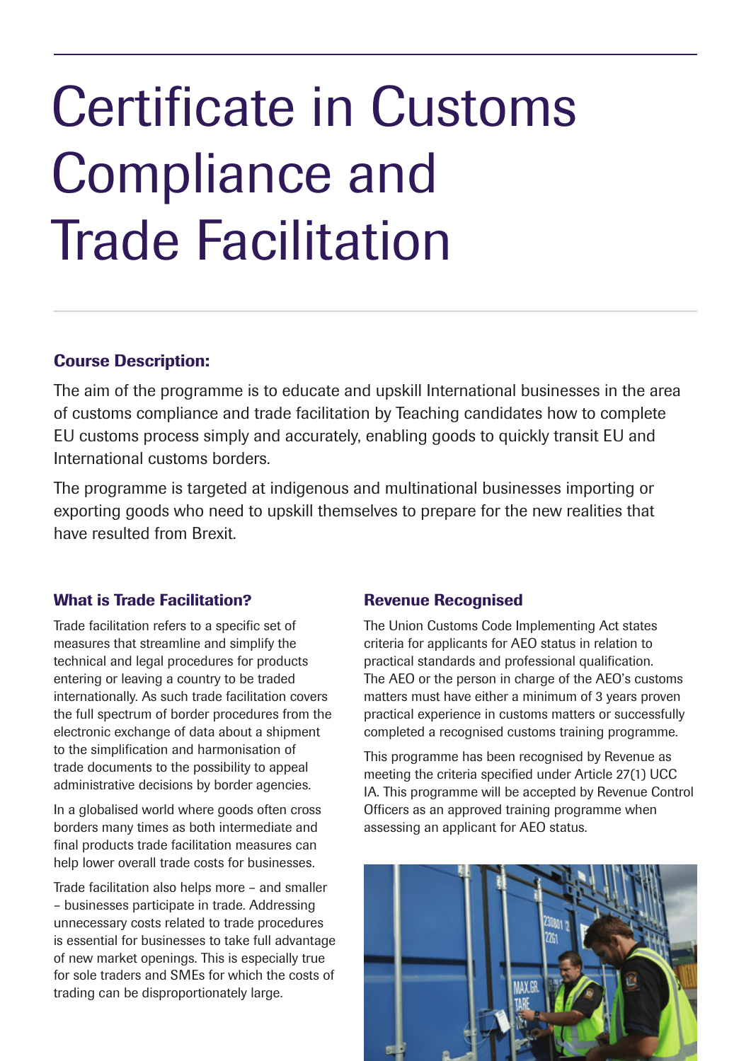# Certificate in Customs Compliance and Trade Facilitation

### Course Description:

The aim of the programme is to educate and upskill International businesses in the area of customs compliance and trade facilitation by Teaching candidates how to complete EU customs process simply and accurately, enabling goods to quickly transit EU and International customs borders.

The programme is targeted at indigenous and multinational businesses importing or exporting goods who need to upskill themselves to prepare for the new realities that have resulted from Brexit.

### What is Trade Facilitation?

Trade facilitation refers to a specific set of measures that streamline and simplify the technical and legal procedures for products entering or leaving a country to be traded internationally. As such trade facilitation covers the full spectrum of border procedures from the electronic exchange of data about a shipment to the simplification and harmonisation of trade documents to the possibility to appeal administrative decisions by border agencies.

In a globalised world where goods often cross borders many times as both intermediate and final products trade facilitation measures can help lower overall trade costs for businesses.

Trade facilitation also helps more – and smaller – businesses participate in trade. Addressing unnecessary costs related to trade procedures is essential for businesses to take full advantage of new market openings. This is especially true for sole traders and SMEs for which the costs of trading can be disproportionately large.

### Revenue Recognised

The Union Customs Code Implementing Act states criteria for applicants for AEO status in relation to practical standards and professional qualification. The AEO or the person in charge of the AEO's customs matters must have either a minimum of 3 years proven practical experience in customs matters or successfully completed a recognised customs training programme.

This programme has been recognised by Revenue as meeting the criteria specified under Article 27(1) UCC IA. This programme will be accepted by Revenue Control Officers as an approved training programme when assessing an applicant for AEO status.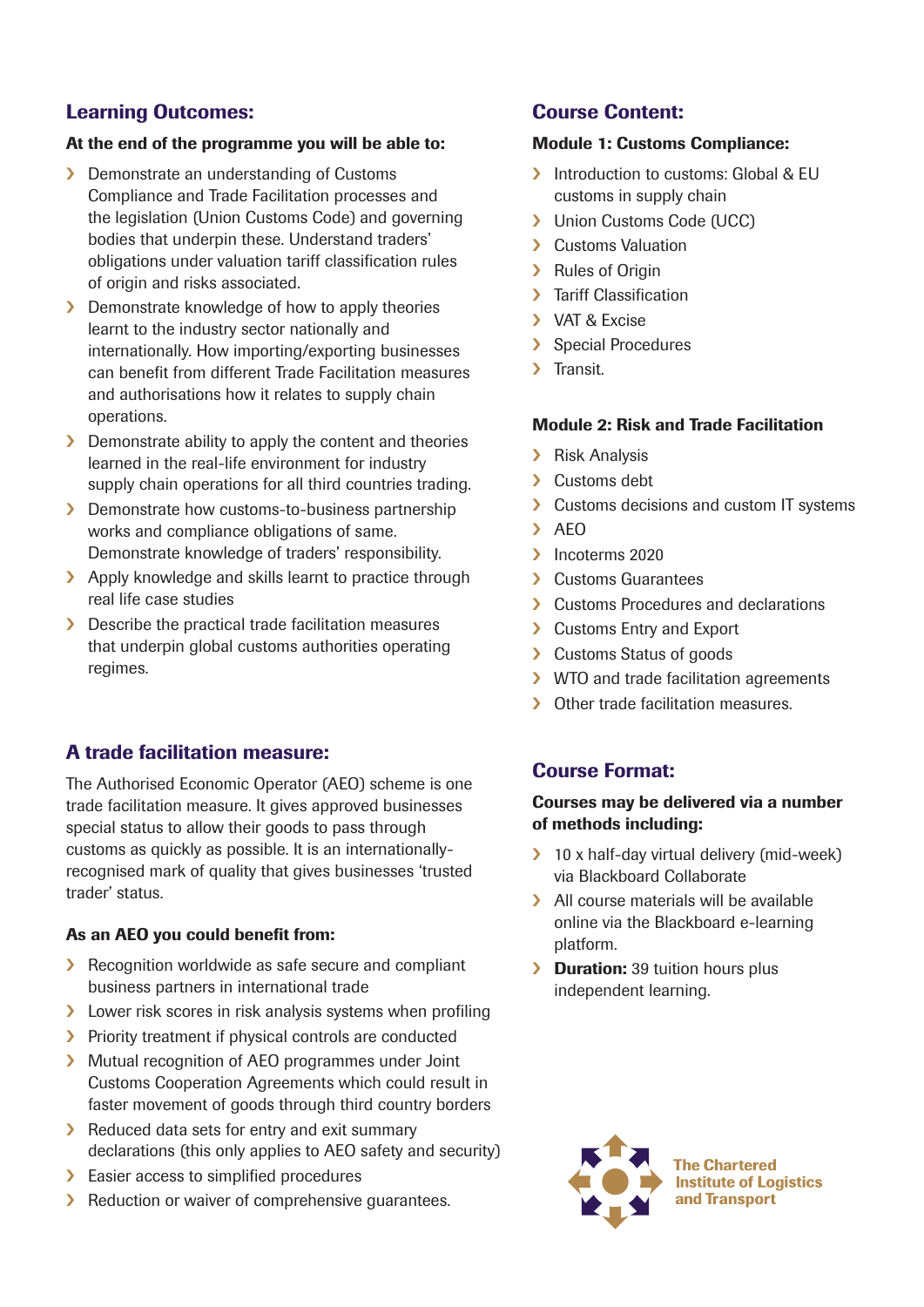## Learning Outcomes:

**At the end of the programme you will be able to:**

- Demonstrate an understanding of Customs Compliance and Trade Facilitation processes and the legislation (Union Customs Code) and governing bodies that underpin these. Understand traders' obligations under valuation tariff classification rules of origin and risks associated.
- Demonstrate knowledge of how to apply theories learnt to the industry sector nationally and internationally. How importing/exporting businesses can benefit from different Trade Facilitation measures and authorisations how it relates to supply chain operations.
- Demonstrate ability to apply the content and theories learned in the real-life environment for industry supply chain operations for all third countries trading.
- Demonstrate how customs-to-business partnership works and compliance obligations of same. Demonstrate knowledge of traders' responsibility.
- Apply knowledge and skills learnt to practice through real life case studies
- Describe the practical trade facilitation measures that underpin global customs authorities operating regimes.

## A trade facilitation measure:

The Authorised Economic Operator (AEO) scheme is one trade facilitation measure. It gives approved businesses special status to allow their goods to pass through customs as quickly as possible. It is an internationally-recognised mark of quality that gives businesses 'trusted trader' status.

**As an AEO you could benefit from:**

- Recognition worldwide as safe secure and compliant business partners in international trade
- Lower risk scores in risk analysis systems when profiling
- Priority treatment if physical controls are conducted
- Mutual recognition of AEO programmes under Joint Customs Cooperation Agreements which could result in faster movement of goods through third country borders
- Reduced data sets for entry and exit summary declarations (this only applies to AEO safety and security)
- Easier access to simplified procedures
- Reduction or waiver of comprehensive guarantees.

## Course Content:

**Module 1: Customs Compliance:**

- Introduction to customs: Global & EU customs in supply chain
- Union Customs Code (UCC)
- Customs Valuation
- Rules of Origin
- Tariff Classification
- VAT & Excise
- Special Procedures
- Transit.

**Module 2: Risk and Trade Facilitation**

- Risk Analysis
- Customs debt
- Customs decisions and custom IT systems
- AEO
- Incoterms 2020
- Customs Guarantees
- Customs Procedures and declarations
- Customs Entry and Export
- Customs Status of goods
- WTO and trade facilitation agreements
- Other trade facilitation measures.

## Course Format:

**Courses may be delivered via a number of methods including:**

- 10 x half-day virtual delivery (mid-week) via Blackboard Collaborate
- All course materials will be available online via the Blackboard e-learning platform.
- **Duration:** 39 tuition hours plus independent learning.

The Chartered Institute of Logistics and Transport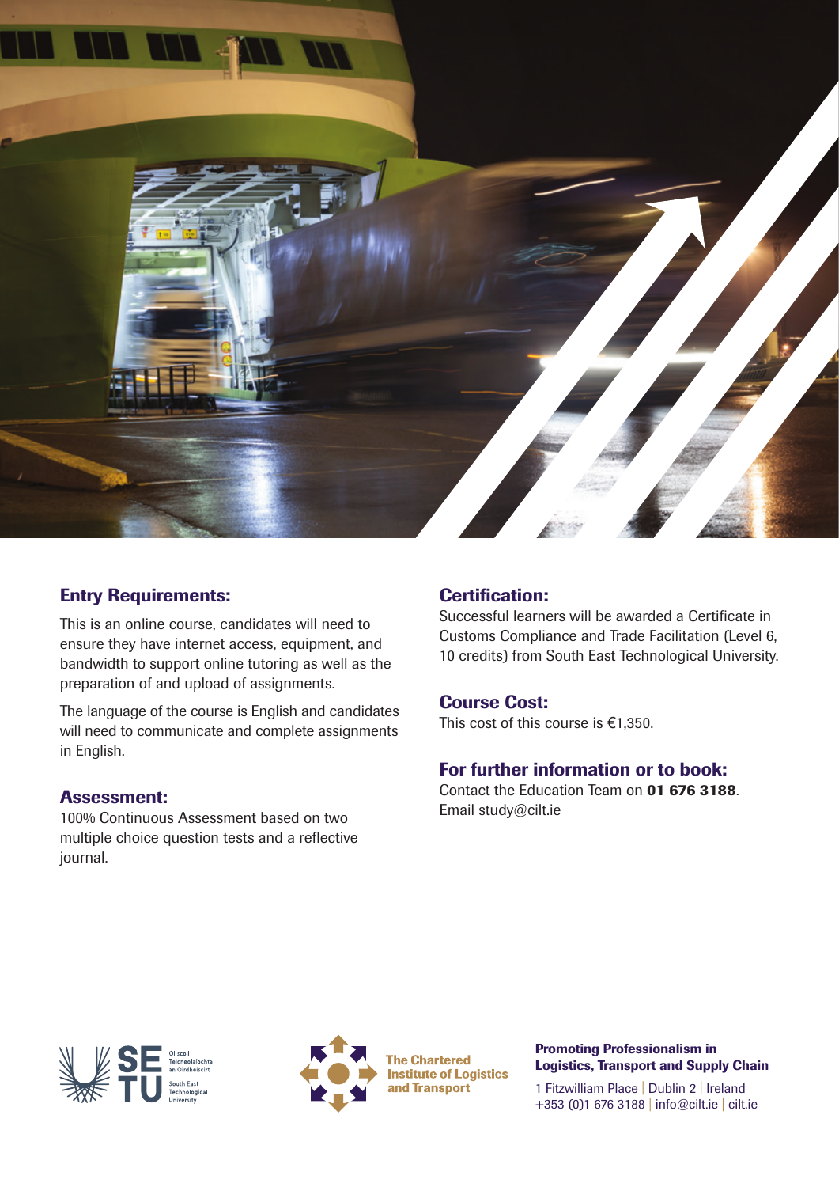## Entry Requirements:

This is an online course, candidates will need to ensure they have internet access, equipment, and bandwidth to support online tutoring as well as the preparation of and upload of assignments.

The language of the course is English and candidates will need to communicate and complete assignments in English.

## Assessment:

100% Continuous Assessment based on two multiple choice question tests and a reflective journal.

## Certification:

Successful learners will be awarded a Certificate in Customs Compliance and Trade Facilitation (Level 6, 10 credits) from South East Technological University.

## Course Cost:

This cost of this course is €1,350.

## For further information or to book:

Contact the Education Team on **01 676 3188**.
Email study@cilt.ie

SETU Ollscoil Teicneolaíochta an Oirdheiscirt South East Technological University

The Chartered Institute of Logistics and Transport

**Promoting Professionalism in Logistics, Transport and Supply Chain**

1 Fitzwilliam Place | Dublin 2 | Ireland
+353 (0)1 676 3188 | info@cilt.ie | cilt.ie